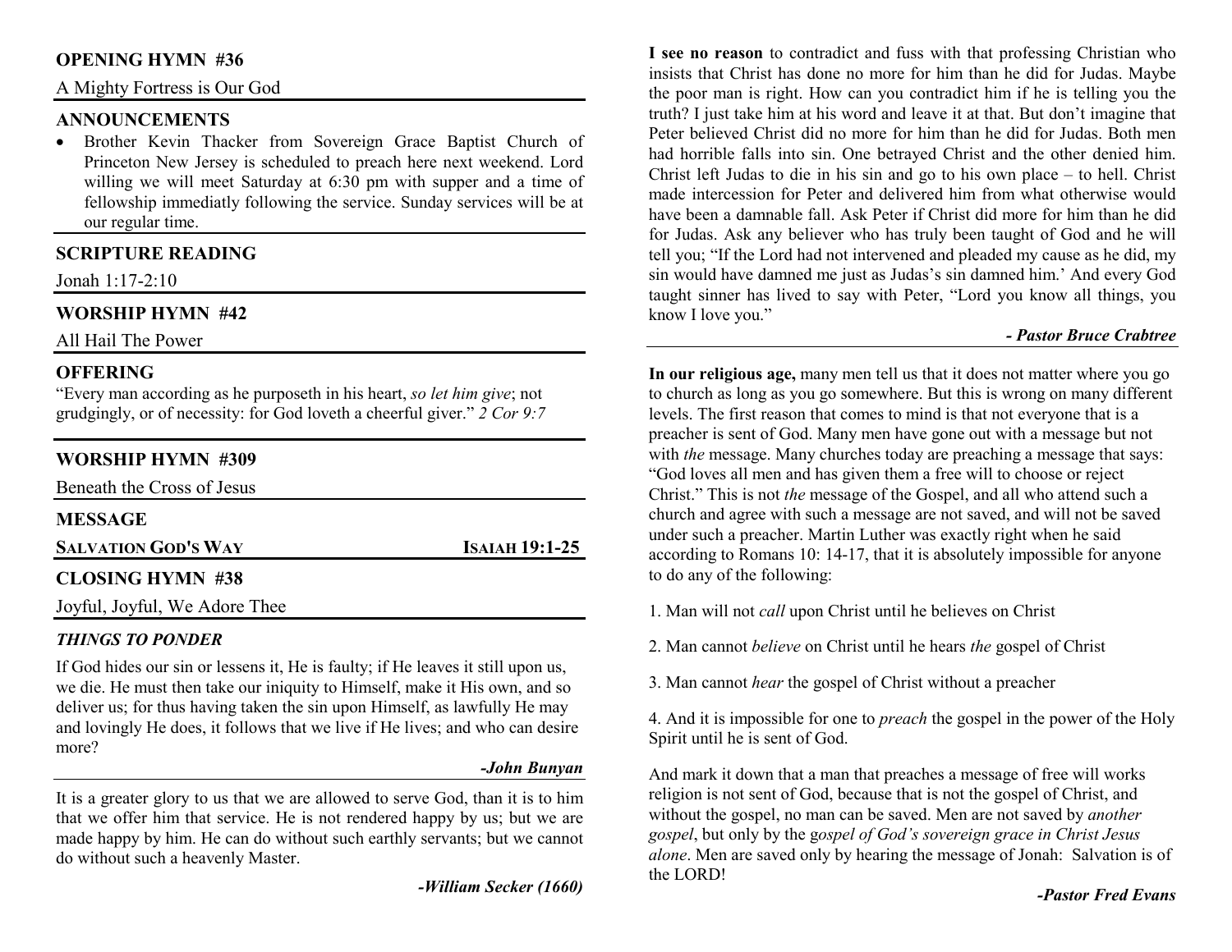## OPENING HYMN #36

A Mighty Fortress is Our God

## ANNOUNCEMENTS

- Brother Kevin Thacker from Sovereign Grace Baptist Church of Princeton New Jersey is scheduled to preach here next weekend. Lord willing we will meet Saturday at 6:30 pm with supper and a time of fellowship immediatly following the service. Sunday services will be at our regular time.

## SCRIPTURE READING

Jonah 1:17-2:10

## WORSHIP HYMN #42

All Hail The Power

## OFFERING

"Every man according as he purposeth in his heart, *so let him give*; not grudgingly, or of necessity: for God loveth a cheerful giver." *2 Cor 9:7*

## WORSHIP HYMN #309

Beneath the Cross of Jesus

## MESSAGE

**SALVATION GOD'S WAY** **ISAIAH 19:1-25**

## CLOSING HYMN #38

Joyful, Joyful, We Adore Thee

### *THINGS TO PONDER*

If God hides our sin or lessens it, He is faulty; if He leaves it still upon us, we die. He must then take our iniquity to Himself, make it His own, and so deliver us; for thus having taken the sin upon Himself, as lawfully He may and lovingly He does, it follows that we live if He lives; and who can desire more?

***-John Bunyan***

It is a greater glory to us that we are allowed to serve God, than it is to him that we offer him that service. He is not rendered happy by us; but we are made happy by him. He can do without such earthly servants; but we cannot do without such a heavenly Master.

***-William Secker (1660)***

**I see no reason** to contradict and fuss with that professing Christian who insists that Christ has done no more for him than he did for Judas. Maybe the poor man is right. How can you contradict him if he is telling you the truth? I just take him at his word and leave it at that. But don't imagine that Peter believed Christ did no more for him than he did for Judas. Both men had horrible falls into sin. One betrayed Christ and the other denied him. Christ left Judas to die in his sin and go to his own place – to hell. Christ made intercession for Peter and delivered him from what otherwise would have been a damnable fall. Ask Peter if Christ did more for him than he did for Judas. Ask any believer who has truly been taught of God and he will tell you; "If the Lord had not intervened and pleaded my cause as he did, my sin would have damned me just as Judas's sin damned him.' And every God taught sinner has lived to say with Peter, "Lord you know all things, you know I love you."

***- Pastor Bruce Crabtree***

**In our religious age,** many men tell us that it does not matter where you go to church as long as you go somewhere. But this is wrong on many different levels. The first reason that comes to mind is that not everyone that is a preacher is sent of God. Many men have gone out with a message but not with *the* message. Many churches today are preaching a message that says: "God loves all men and has given them a free will to choose or reject Christ." This is not *the* message of the Gospel, and all who attend such a church and agree with such a message are not saved, and will not be saved under such a preacher. Martin Luther was exactly right when he said according to Romans 10: 14-17, that it is absolutely impossible for anyone to do any of the following:

1. Man will not *call* upon Christ until he believes on Christ

2. Man cannot *believe* on Christ until he hears *the* gospel of Christ

3. Man cannot *hear* the gospel of Christ without a preacher

4. And it is impossible for one to *preach* the gospel in the power of the Holy Spirit until he is sent of God.

And mark it down that a man that preaches a message of free will works religion is not sent of God, because that is not the gospel of Christ, and without the gospel, no man can be saved. Men are not saved by *another gospel*, but only by the g*ospel of God's sovereign grace in Christ Jesus alone*. Men are saved only by hearing the message of Jonah: Salvation is of the LORD!

***-Pastor Fred Evans***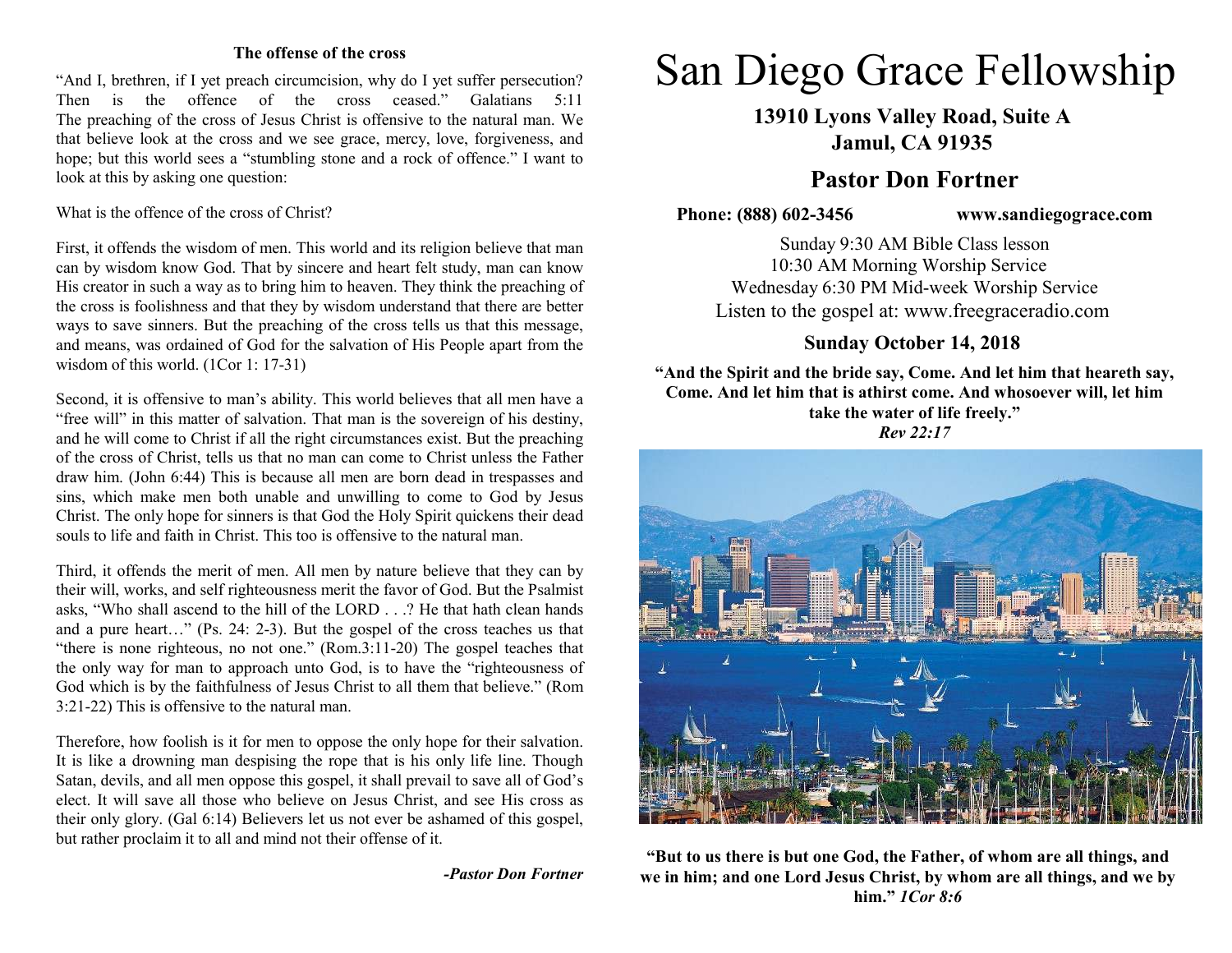### The offense of the cross

"And I, brethren, if I yet preach circumcision, why do I yet suffer persecution? Then is the offence of the cross ceased." Galatians 5:11 The preaching of the cross of Jesus Christ is offensive to the natural man. We that believe look at the cross and we see grace, mercy, love, forgiveness, and hope; but this world sees a "stumbling stone and a rock of offence." I want to look at this by asking one question:

What is the offence of the cross of Christ?

First, it offends the wisdom of men. This world and its religion believe that man can by wisdom know God. That by sincere and heart felt study, man can know His creator in such a way as to bring him to heaven. They think the preaching of the cross is foolishness and that they by wisdom understand that there are better ways to save sinners. But the preaching of the cross tells us that this message, and means, was ordained of God for the salvation of His People apart from the wisdom of this world. (1Cor 1: 17-31)

Second, it is offensive to man's ability. This world believes that all men have a "free will" in this matter of salvation. That man is the sovereign of his destiny, and he will come to Christ if all the right circumstances exist. But the preaching of the cross of Christ, tells us that no man can come to Christ unless the Father draw him. (John 6:44) This is because all men are born dead in trespasses and sins, which make men both unable and unwilling to come to God by Jesus Christ. The only hope for sinners is that God the Holy Spirit quickens their dead souls to life and faith in Christ. This too is offensive to the natural man.

Third, it offends the merit of men. All men by nature believe that they can by their will, works, and self righteousness merit the favor of God. But the Psalmist asks, "Who shall ascend to the hill of the LORD . . .? He that hath clean hands and a pure heart…" (Ps. 24: 2-3). But the gospel of the cross teaches us that "there is none righteous, no not one." (Rom.3:11-20) The gospel teaches that the only way for man to approach unto God, is to have the "righteousness of God which is by the faithfulness of Jesus Christ to all them that believe." (Rom 3:21-22) This is offensive to the natural man.

Therefore, how foolish is it for men to oppose the only hope for their salvation. It is like a drowning man despising the rope that is his only life line. Though Satan, devils, and all men oppose this gospel, it shall prevail to save all of God's elect. It will save all those who believe on Jesus Christ, and see His cross as their only glory. (Gal 6:14) Believers let us not ever be ashamed of this gospel, but rather proclaim it to all and mind not their offense of it.

***-Pastor Don Fortner***

# San Diego Grace Fellowship

**13910 Lyons Valley Road, Suite A**
**Jamul, CA 91935**

## Pastor Don Fortner

**Phone: (888) 602-3456** **www.sandiegograce.com**

Sunday 9:30 AM Bible Class lesson
10:30 AM Morning Worship Service
Wednesday 6:30 PM Mid-week Worship Service
Listen to the gospel at: www.freegraceradio.com

### Sunday October 14, 2018

**"And the Spirit and the bride say, Come. And let him that heareth say, Come. And let him that is athirst come. And whosoever will, let him take the water of life freely."**
***Rev 22:17***

**"But to us there is but one God, the Father, of whom are all things, and we in him; and one Lord Jesus Christ, by whom are all things, and we by him."** ***1Cor 8:6***